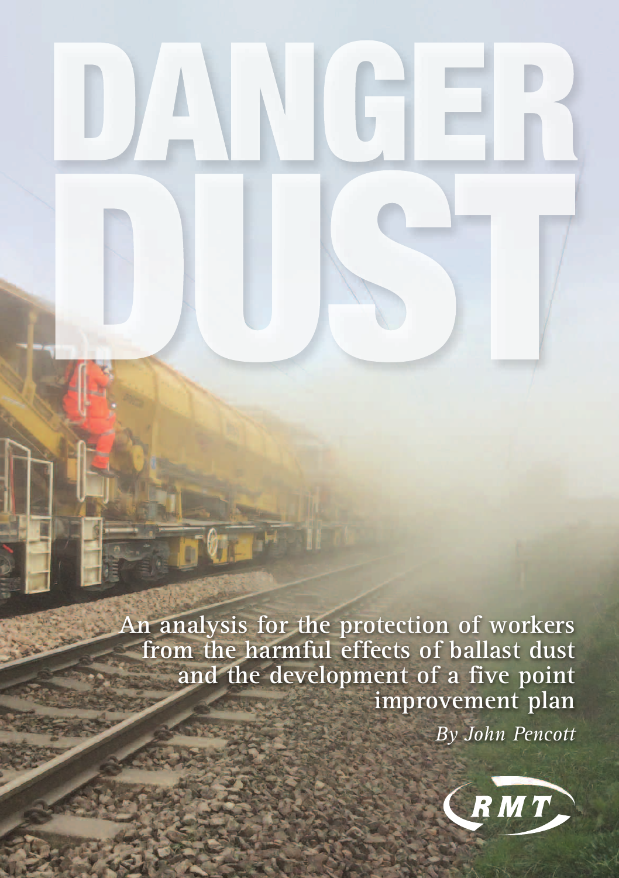# DANGER DUST

**An analysis for the protection of workers from the harmful effects of ballast dust and the development of a five point improvement plan**

*By John Pencott*

RMT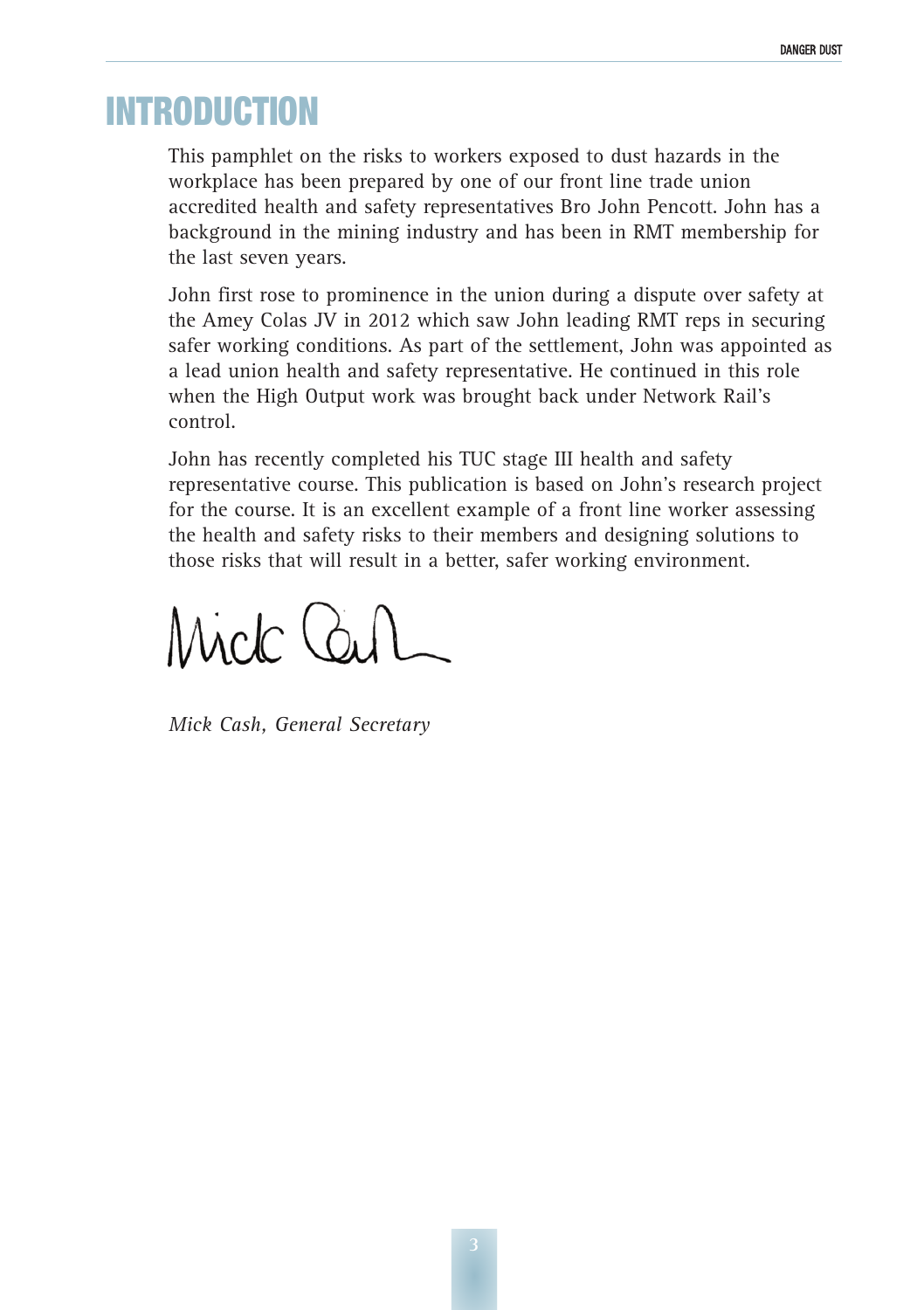# INTRODUCTION

This pamphlet on the risks to workers exposed to dust hazards in the workplace has been prepared by one of our front line trade union accredited health and safety representatives Bro John Pencott. John has a background in the mining industry and has been in RMT membership for the last seven years.

John first rose to prominence in the union during a dispute over safety at the Amey Colas JV in 2012 which saw John leading RMT reps in securing safer working conditions. As part of the settlement, John was appointed as a lead union health and safety representative. He continued in this role when the High Output work was brought back under Network Rail's control.

John has recently completed his TUC stage III health and safety representative course. This publication is based on John's research project for the course. It is an excellent example of a front line worker assessing the health and safety risks to their members and designing solutions to those risks that will result in a better, safer working environment.

*Mick Cash, General Secretary*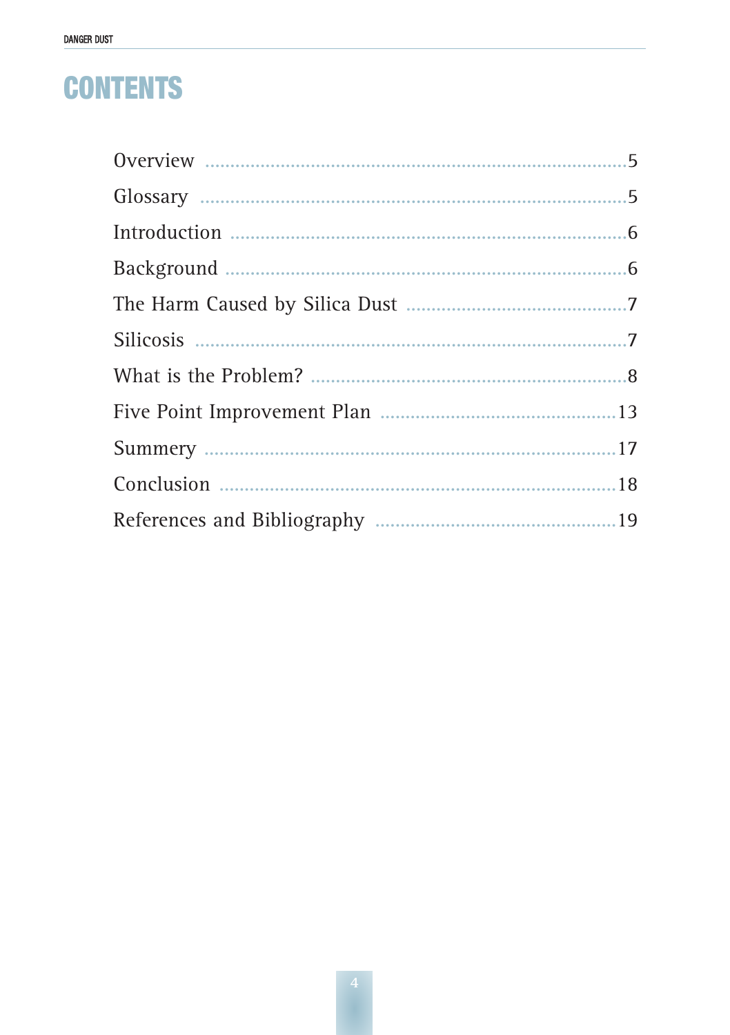# CONTENTS

| | |
|---|---|
| Overview | 5 |
| Glossary | 5 |
| Introduction | 6 |
| Background | 6 |
| The Harm Caused by Silica Dust | 7 |
| Silicosis | 7 |
| What is the Problem? | 8 |
| Five Point Improvement Plan | 13 |
| Summery | 17 |
| Conclusion | 18 |
| References and Bibliography | 19 |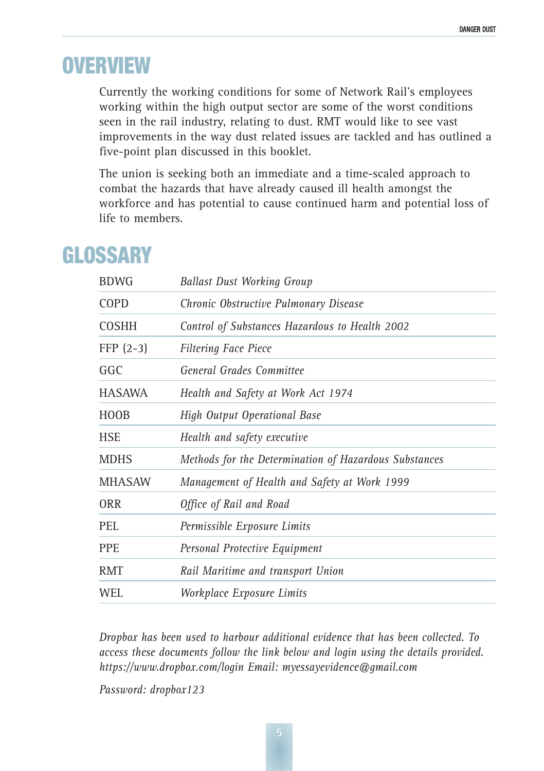# OVERVIEW

Currently the working conditions for some of Network Rail's employees working within the high output sector are some of the worst conditions seen in the rail industry, relating to dust. RMT would like to see vast improvements in the way dust related issues are tackled and has outlined a five-point plan discussed in this booklet.

The union is seeking both an immediate and a time-scaled approach to combat the hazards that have already caused ill health amongst the workforce and has potential to cause continued harm and potential loss of life to members.

# GLOSSARY

| | |
|---|---|
| BDWG | *Ballast Dust Working Group* |
| COPD | *Chronic Obstructive Pulmonary Disease* |
| COSHH | *Control of Substances Hazardous to Health 2002* |
| FFP (2-3) | *Filtering Face Piece* |
| GGC | *General Grades Committee* |
| HASAWA | *Health and Safety at Work Act 1974* |
| HOOB | *High Output Operational Base* |
| HSE | *Health and safety executive* |
| MDHS | *Methods for the Determination of Hazardous Substances* |
| MHASAW | *Management of Health and Safety at Work 1999* |
| ORR | *Office of Rail and Road* |
| PEL | *Permissible Exposure Limits* |
| PPE | *Personal Protective Equipment* |
| RMT | *Rail Maritime and transport Union* |
| WEL | *Workplace Exposure Limits* |

*Dropbox has been used to harbour additional evidence that has been collected. To access these documents follow the link below and login using the details provided. https://www.dropbox.com/login Email: myessayevidence@gmail.com*

*Password: dropbox123*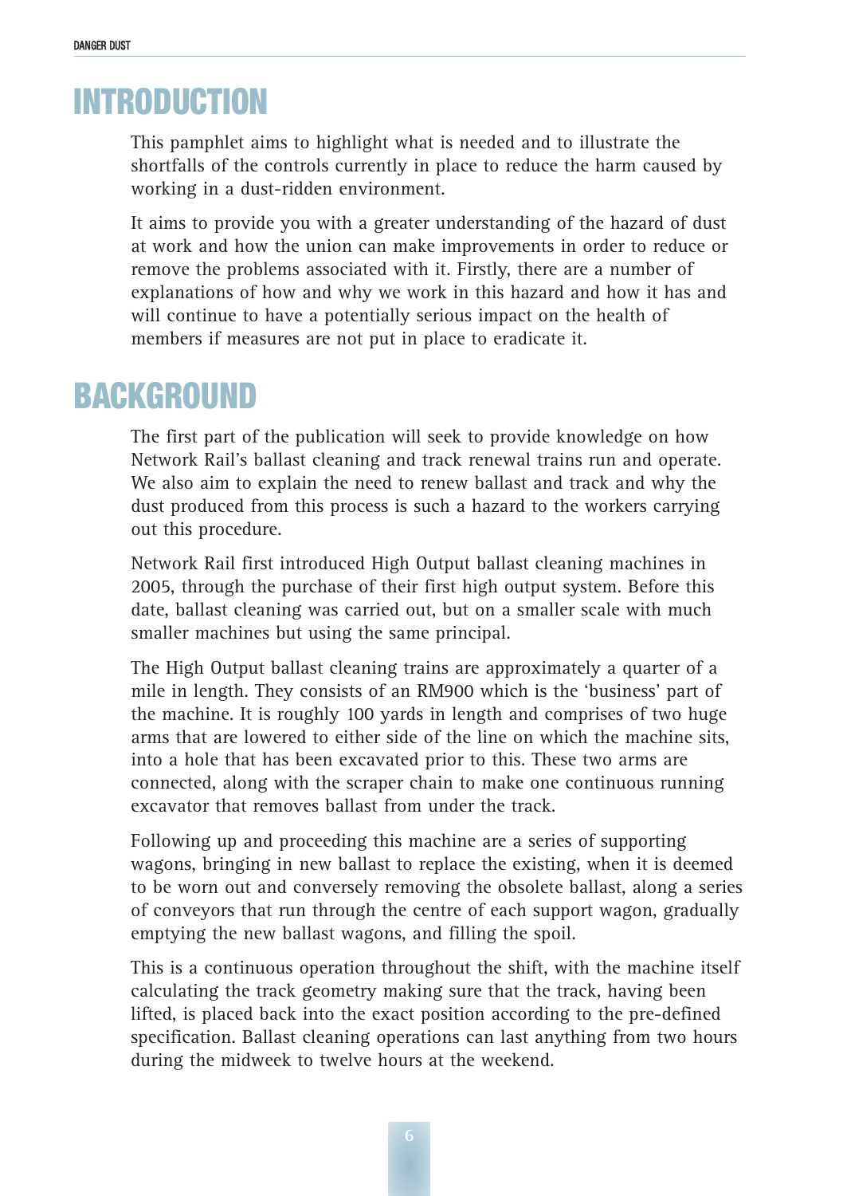# INTRODUCTION

This pamphlet aims to highlight what is needed and to illustrate the shortfalls of the controls currently in place to reduce the harm caused by working in a dust-ridden environment.

It aims to provide you with a greater understanding of the hazard of dust at work and how the union can make improvements in order to reduce or remove the problems associated with it. Firstly, there are a number of explanations of how and why we work in this hazard and how it has and will continue to have a potentially serious impact on the health of members if measures are not put in place to eradicate it.

# BACKGROUND

The first part of the publication will seek to provide knowledge on how Network Rail's ballast cleaning and track renewal trains run and operate. We also aim to explain the need to renew ballast and track and why the dust produced from this process is such a hazard to the workers carrying out this procedure.

Network Rail first introduced High Output ballast cleaning machines in 2005, through the purchase of their first high output system. Before this date, ballast cleaning was carried out, but on a smaller scale with much smaller machines but using the same principal.

The High Output ballast cleaning trains are approximately a quarter of a mile in length. They consists of an RM900 which is the 'business' part of the machine. It is roughly 100 yards in length and comprises of two huge arms that are lowered to either side of the line on which the machine sits, into a hole that has been excavated prior to this. These two arms are connected, along with the scraper chain to make one continuous running excavator that removes ballast from under the track.

Following up and proceeding this machine are a series of supporting wagons, bringing in new ballast to replace the existing, when it is deemed to be worn out and conversely removing the obsolete ballast, along a series of conveyors that run through the centre of each support wagon, gradually emptying the new ballast wagons, and filling the spoil.

This is a continuous operation throughout the shift, with the machine itself calculating the track geometry making sure that the track, having been lifted, is placed back into the exact position according to the pre-defined specification. Ballast cleaning operations can last anything from two hours during the midweek to twelve hours at the weekend.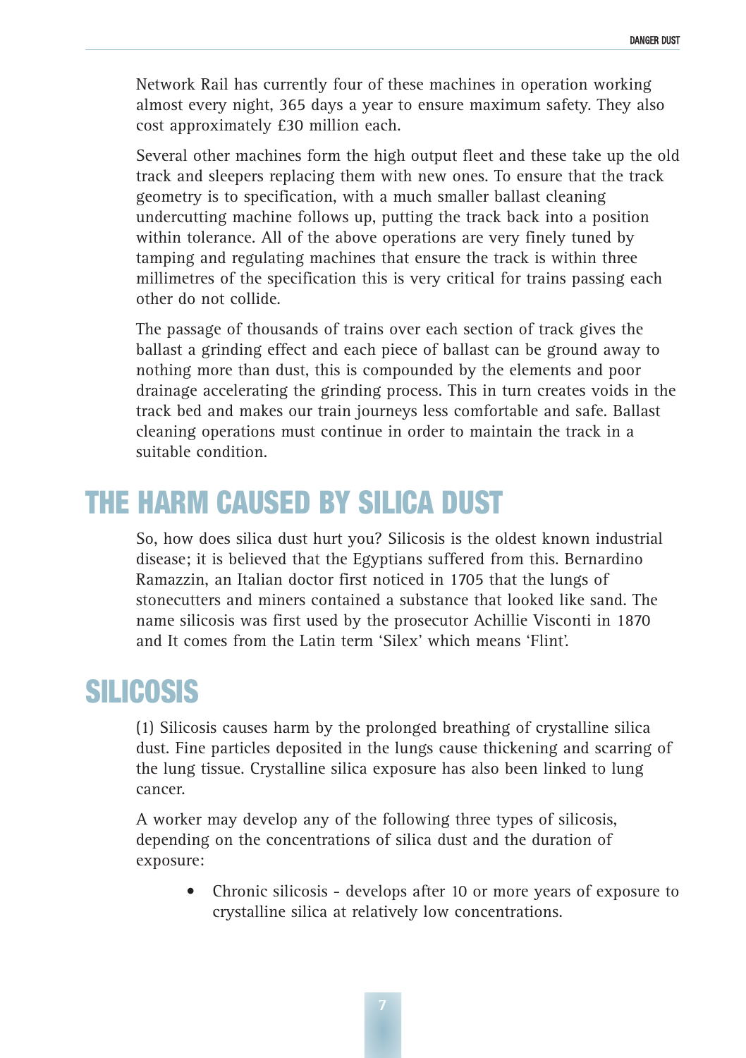Network Rail has currently four of these machines in operation working almost every night, 365 days a year to ensure maximum safety. They also cost approximately £30 million each.

Several other machines form the high output fleet and these take up the old track and sleepers replacing them with new ones. To ensure that the track geometry is to specification, with a much smaller ballast cleaning undercutting machine follows up, putting the track back into a position within tolerance. All of the above operations are very finely tuned by tamping and regulating machines that ensure the track is within three millimetres of the specification this is very critical for trains passing each other do not collide.

The passage of thousands of trains over each section of track gives the ballast a grinding effect and each piece of ballast can be ground away to nothing more than dust, this is compounded by the elements and poor drainage accelerating the grinding process. This in turn creates voids in the track bed and makes our train journeys less comfortable and safe. Ballast cleaning operations must continue in order to maintain the track in a suitable condition.

## THE HARM CAUSED BY SILICA DUST

So, how does silica dust hurt you? Silicosis is the oldest known industrial disease; it is believed that the Egyptians suffered from this. Bernardino Ramazzin, an Italian doctor first noticed in 1705 that the lungs of stonecutters and miners contained a substance that looked like sand. The name silicosis was first used by the prosecutor Achillie Visconti in 1870 and It comes from the Latin term 'Silex' which means 'Flint'.

## SILICOSIS

(1) Silicosis causes harm by the prolonged breathing of crystalline silica dust. Fine particles deposited in the lungs cause thickening and scarring of the lung tissue. Crystalline silica exposure has also been linked to lung cancer.

A worker may develop any of the following three types of silicosis, depending on the concentrations of silica dust and the duration of exposure:

- Chronic silicosis - develops after 10 or more years of exposure to crystalline silica at relatively low concentrations.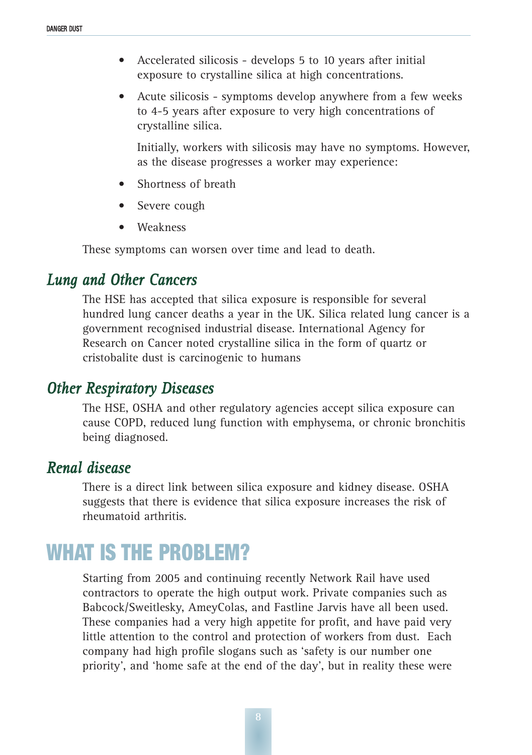- Accelerated silicosis - develops 5 to 10 years after initial exposure to crystalline silica at high concentrations.
- Acute silicosis - symptoms develop anywhere from a few weeks to 4-5 years after exposure to very high concentrations of crystalline silica.

  Initially, workers with silicosis may have no symptoms. However, as the disease progresses a worker may experience:

- Shortness of breath
- Severe cough
- Weakness

These symptoms can worsen over time and lead to death.

## *Lung and Other Cancers*

The HSE has accepted that silica exposure is responsible for several hundred lung cancer deaths a year in the UK. Silica related lung cancer is a government recognised industrial disease. International Agency for Research on Cancer noted crystalline silica in the form of quartz or cristobalite dust is carcinogenic to humans

## *Other Respiratory Diseases*

The HSE, OSHA and other regulatory agencies accept silica exposure can cause COPD, reduced lung function with emphysema, or chronic bronchitis being diagnosed.

## *Renal disease*

There is a direct link between silica exposure and kidney disease. OSHA suggests that there is evidence that silica exposure increases the risk of rheumatoid arthritis.

# WHAT IS THE PROBLEM?

Starting from 2005 and continuing recently Network Rail have used contractors to operate the high output work. Private companies such as Babcock/Sweitlesky, AmeyColas, and Fastline Jarvis have all been used. These companies had a very high appetite for profit, and have paid very little attention to the control and protection of workers from dust. Each company had high profile slogans such as 'safety is our number one priority', and 'home safe at the end of the day', but in reality these were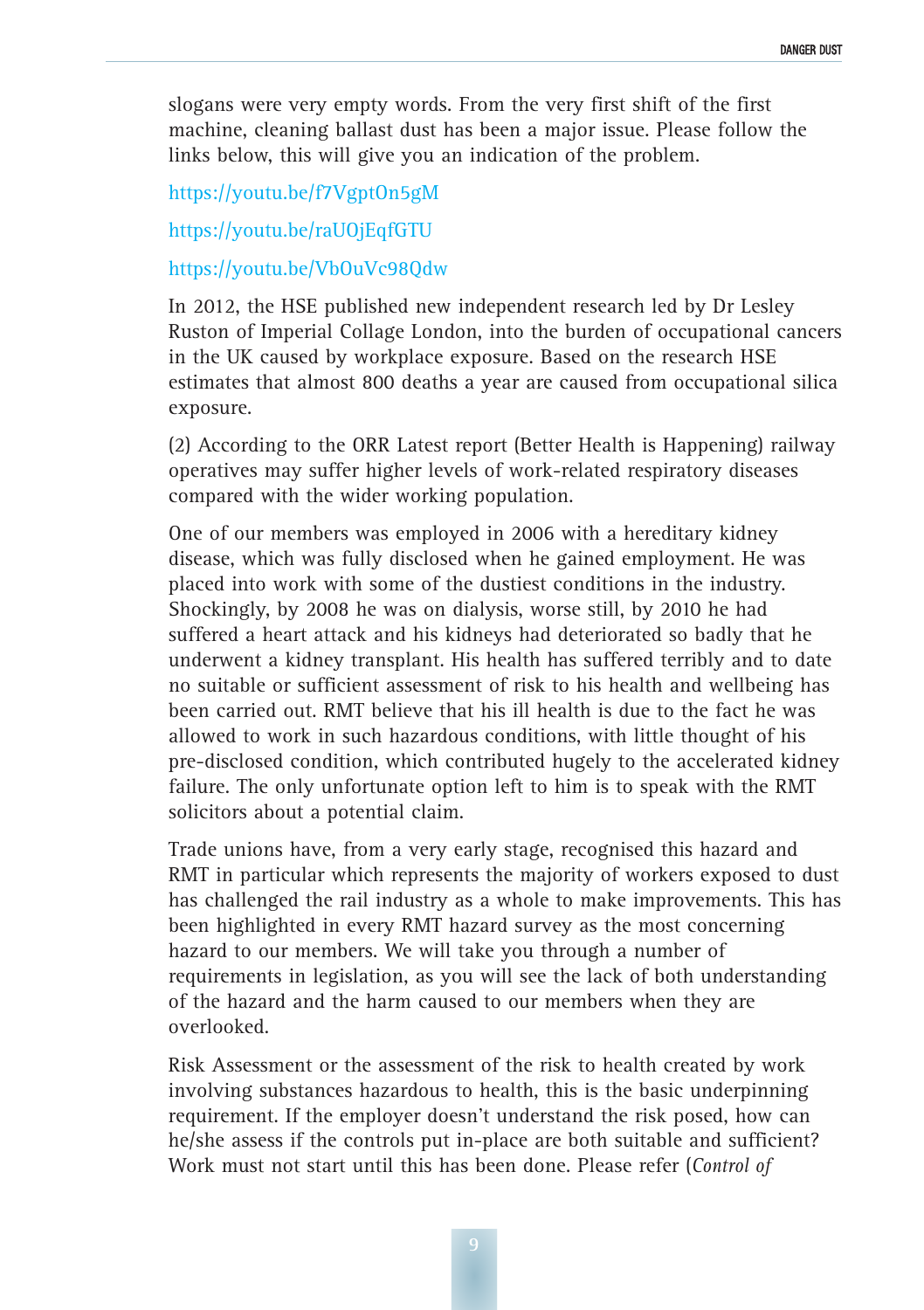slogans were very empty words. From the very first shift of the first machine, cleaning ballast dust has been a major issue. Please follow the links below, this will give you an indication of the problem.

https://youtu.be/f7VgptOn5gM

https://youtu.be/raUOjEqfGTU

https://youtu.be/VbOuVc98Qdw

In 2012, the HSE published new independent research led by Dr Lesley Ruston of Imperial Collage London, into the burden of occupational cancers in the UK caused by workplace exposure. Based on the research HSE estimates that almost 800 deaths a year are caused from occupational silica exposure.

(2) According to the ORR Latest report (Better Health is Happening) railway operatives may suffer higher levels of work-related respiratory diseases compared with the wider working population.

One of our members was employed in 2006 with a hereditary kidney disease, which was fully disclosed when he gained employment. He was placed into work with some of the dustiest conditions in the industry. Shockingly, by 2008 he was on dialysis, worse still, by 2010 he had suffered a heart attack and his kidneys had deteriorated so badly that he underwent a kidney transplant. His health has suffered terribly and to date no suitable or sufficient assessment of risk to his health and wellbeing has been carried out. RMT believe that his ill health is due to the fact he was allowed to work in such hazardous conditions, with little thought of his pre-disclosed condition, which contributed hugely to the accelerated kidney failure. The only unfortunate option left to him is to speak with the RMT solicitors about a potential claim.

Trade unions have, from a very early stage, recognised this hazard and RMT in particular which represents the majority of workers exposed to dust has challenged the rail industry as a whole to make improvements. This has been highlighted in every RMT hazard survey as the most concerning hazard to our members. We will take you through a number of requirements in legislation, as you will see the lack of both understanding of the hazard and the harm caused to our members when they are overlooked.

Risk Assessment or the assessment of the risk to health created by work involving substances hazardous to health, this is the basic underpinning requirement. If the employer doesn't understand the risk posed, how can he/she assess if the controls put in-place are both suitable and sufficient? Work must not start until this has been done. Please refer (*Control of*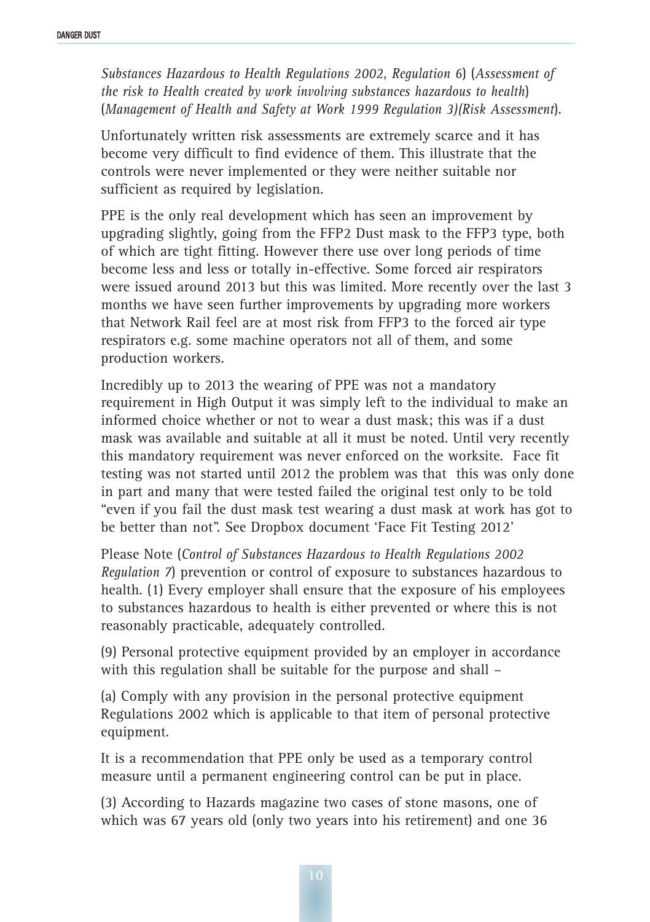*Substances Hazardous to Health Regulations 2002, Regulation 6*) (*Assessment of the risk to Health created by work involving substances hazardous to health*) (*Management of Health and Safety at Work 1999 Regulation 3)(Risk Assessment*).

Unfortunately written risk assessments are extremely scarce and it has become very difficult to find evidence of them. This illustrate that the controls were never implemented or they were neither suitable nor sufficient as required by legislation.

PPE is the only real development which has seen an improvement by upgrading slightly, going from the FFP2 Dust mask to the FFP3 type, both of which are tight fitting. However there use over long periods of time become less and less or totally in-effective. Some forced air respirators were issued around 2013 but this was limited. More recently over the last 3 months we have seen further improvements by upgrading more workers that Network Rail feel are at most risk from FFP3 to the forced air type respirators e.g. some machine operators not all of them, and some production workers.

Incredibly up to 2013 the wearing of PPE was not a mandatory requirement in High Output it was simply left to the individual to make an informed choice whether or not to wear a dust mask; this was if a dust mask was available and suitable at all it must be noted. Until very recently this mandatory requirement was never enforced on the worksite. Face fit testing was not started until 2012 the problem was that this was only done in part and many that were tested failed the original test only to be told "even if you fail the dust mask test wearing a dust mask at work has got to be better than not". See Dropbox document 'Face Fit Testing 2012'

Please Note (*Control of Substances Hazardous to Health Regulations 2002 Regulation 7*) prevention or control of exposure to substances hazardous to health. (1) Every employer shall ensure that the exposure of his employees to substances hazardous to health is either prevented or where this is not reasonably practicable, adequately controlled.

(9) Personal protective equipment provided by an employer in accordance with this regulation shall be suitable for the purpose and shall –

(a) Comply with any provision in the personal protective equipment Regulations 2002 which is applicable to that item of personal protective equipment.

It is a recommendation that PPE only be used as a temporary control measure until a permanent engineering control can be put in place.

(3) According to Hazards magazine two cases of stone masons, one of which was 67 years old (only two years into his retirement) and one 36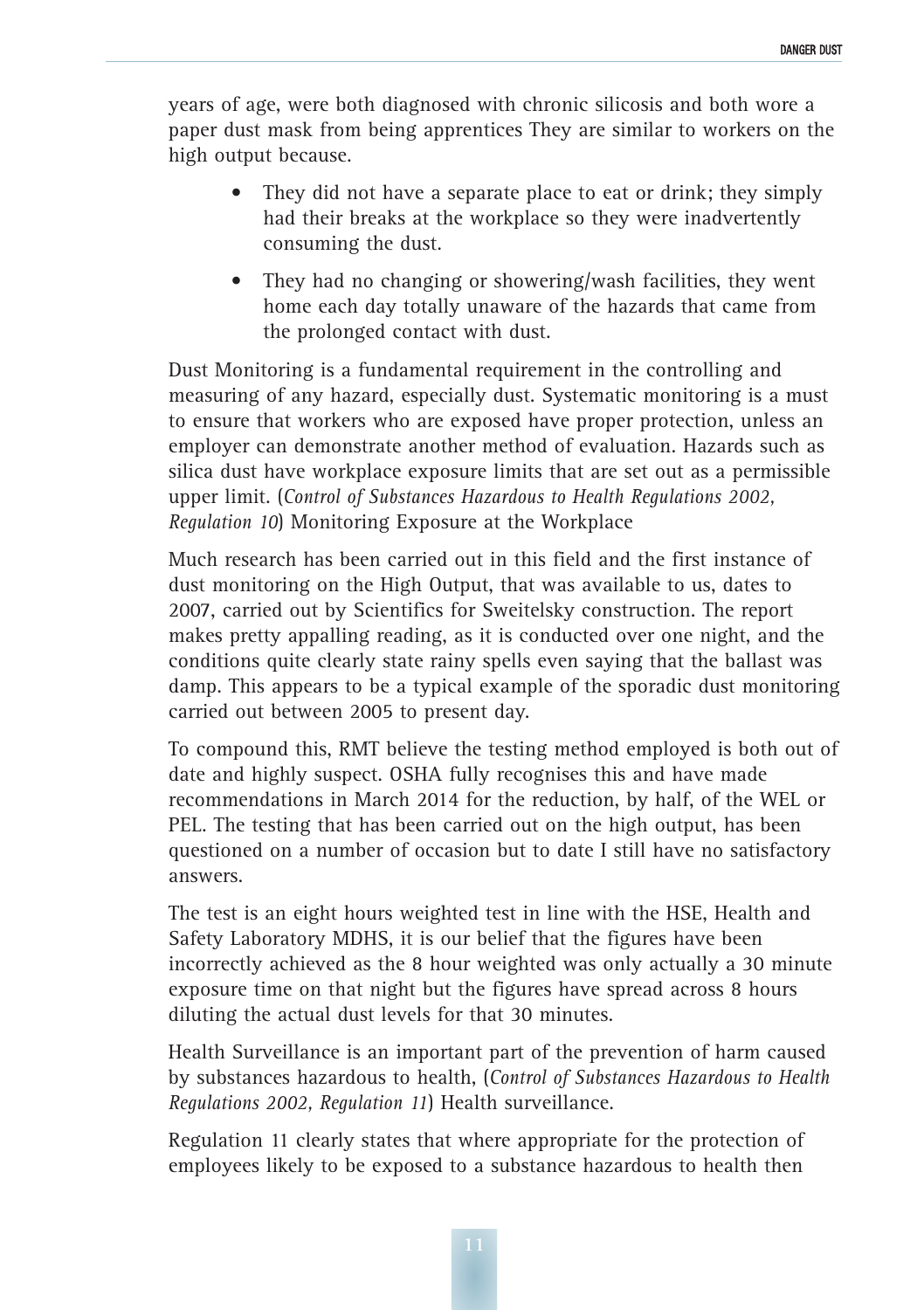years of age, were both diagnosed with chronic silicosis and both wore a paper dust mask from being apprentices They are similar to workers on the high output because.

- They did not have a separate place to eat or drink; they simply had their breaks at the workplace so they were inadvertently consuming the dust.
- They had no changing or showering/wash facilities, they went home each day totally unaware of the hazards that came from the prolonged contact with dust.

Dust Monitoring is a fundamental requirement in the controlling and measuring of any hazard, especially dust. Systematic monitoring is a must to ensure that workers who are exposed have proper protection, unless an employer can demonstrate another method of evaluation. Hazards such as silica dust have workplace exposure limits that are set out as a permissible upper limit. (*Control of Substances Hazardous to Health Regulations 2002, Regulation 10*) Monitoring Exposure at the Workplace

Much research has been carried out in this field and the first instance of dust monitoring on the High Output, that was available to us, dates to 2007, carried out by Scientifics for Sweitelsky construction. The report makes pretty appalling reading, as it is conducted over one night, and the conditions quite clearly state rainy spells even saying that the ballast was damp. This appears to be a typical example of the sporadic dust monitoring carried out between 2005 to present day.

To compound this, RMT believe the testing method employed is both out of date and highly suspect. OSHA fully recognises this and have made recommendations in March 2014 for the reduction, by half, of the WEL or PEL. The testing that has been carried out on the high output, has been questioned on a number of occasion but to date I still have no satisfactory answers.

The test is an eight hours weighted test in line with the HSE, Health and Safety Laboratory MDHS, it is our belief that the figures have been incorrectly achieved as the 8 hour weighted was only actually a 30 minute exposure time on that night but the figures have spread across 8 hours diluting the actual dust levels for that 30 minutes.

Health Surveillance is an important part of the prevention of harm caused by substances hazardous to health, (*Control of Substances Hazardous to Health Regulations 2002, Regulation 11*) Health surveillance.

Regulation 11 clearly states that where appropriate for the protection of employees likely to be exposed to a substance hazardous to health then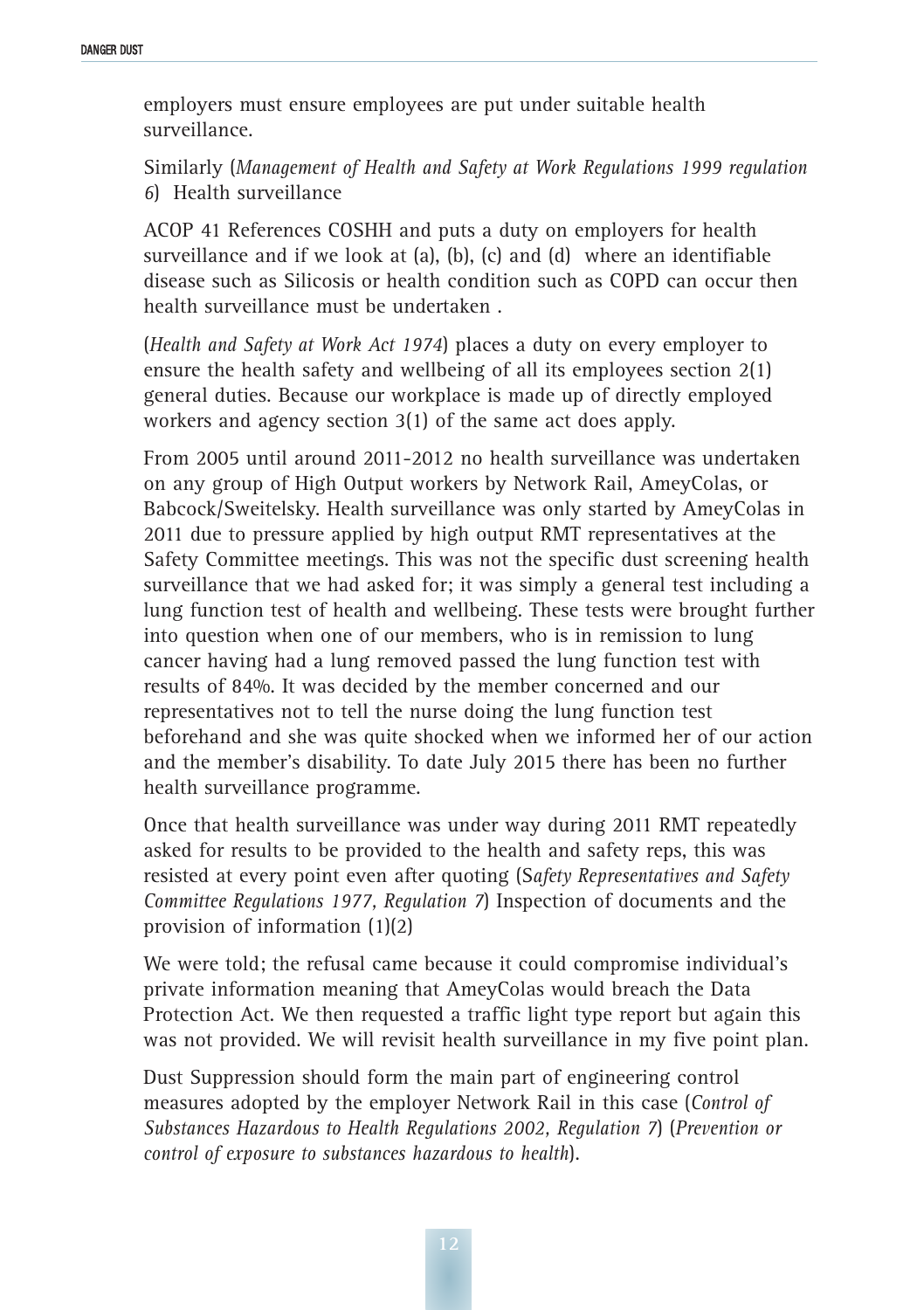employers must ensure employees are put under suitable health surveillance.

Similarly (*Management of Health and Safety at Work Regulations 1999 regulation 6*) Health surveillance

ACOP 41 References COSHH and puts a duty on employers for health surveillance and if we look at (a), (b), (c) and (d) where an identifiable disease such as Silicosis or health condition such as COPD can occur then health surveillance must be undertaken .

(*Health and Safety at Work Act 1974*) places a duty on every employer to ensure the health safety and wellbeing of all its employees section 2(1) general duties. Because our workplace is made up of directly employed workers and agency section 3(1) of the same act does apply.

From 2005 until around 2011-2012 no health surveillance was undertaken on any group of High Output workers by Network Rail, AmeyColas, or Babcock/Sweitelsky. Health surveillance was only started by AmeyColas in 2011 due to pressure applied by high output RMT representatives at the Safety Committee meetings. This was not the specific dust screening health surveillance that we had asked for; it was simply a general test including a lung function test of health and wellbeing. These tests were brought further into question when one of our members, who is in remission to lung cancer having had a lung removed passed the lung function test with results of 84%. It was decided by the member concerned and our representatives not to tell the nurse doing the lung function test beforehand and she was quite shocked when we informed her of our action and the member's disability. To date July 2015 there has been no further health surveillance programme.

Once that health surveillance was under way during 2011 RMT repeatedly asked for results to be provided to the health and safety reps, this was resisted at every point even after quoting (S*afety Representatives and Safety Committee Regulations 1977, Regulation 7*) Inspection of documents and the provision of information (1)(2)

We were told; the refusal came because it could compromise individual's private information meaning that AmeyColas would breach the Data Protection Act. We then requested a traffic light type report but again this was not provided. We will revisit health surveillance in my five point plan.

Dust Suppression should form the main part of engineering control measures adopted by the employer Network Rail in this case (*Control of Substances Hazardous to Health Regulations 2002, Regulation 7*) (*Prevention or control of exposure to substances hazardous to health*).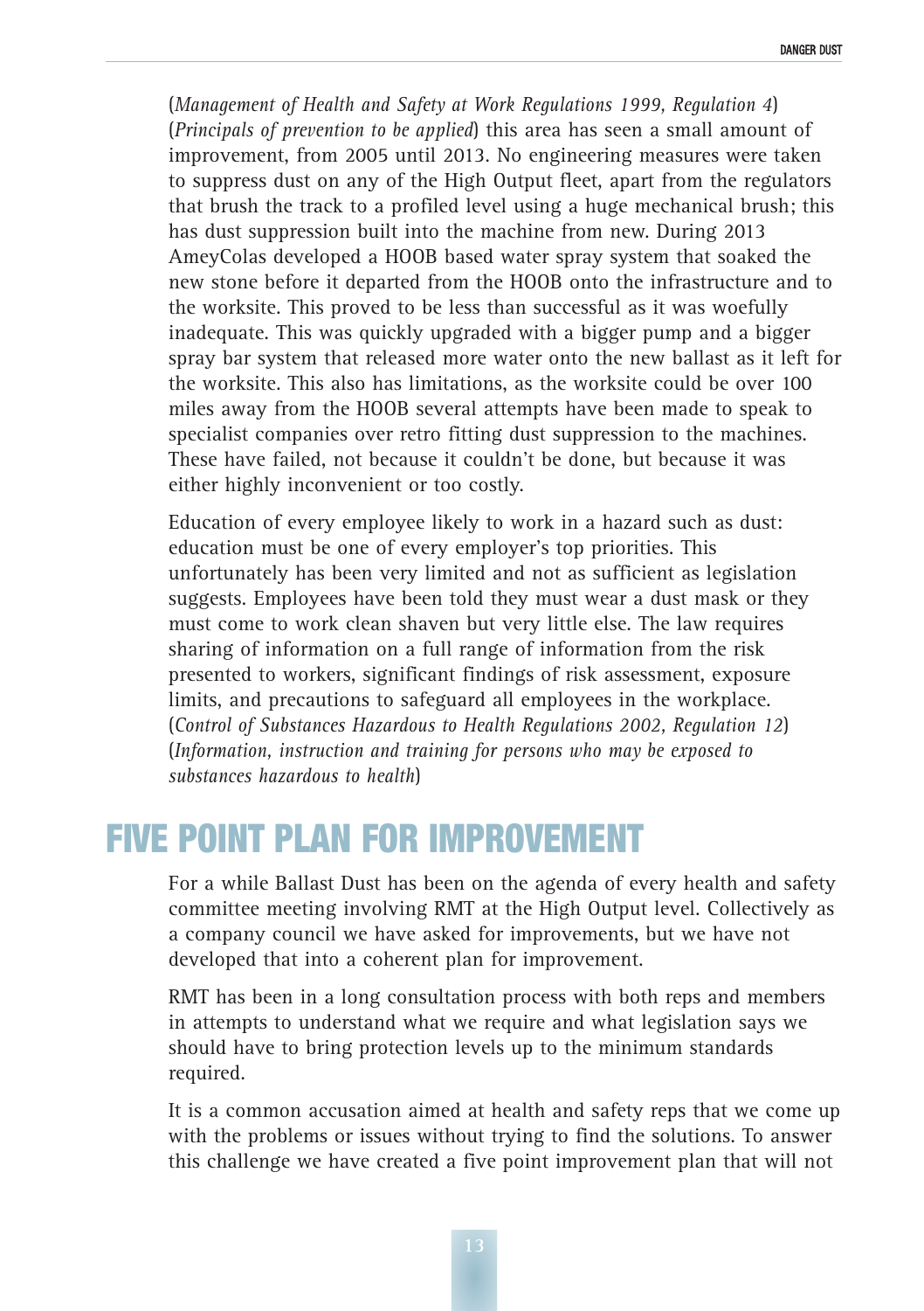(*Management of Health and Safety at Work Regulations 1999, Regulation 4*) (*Principals of prevention to be applied*) this area has seen a small amount of improvement, from 2005 until 2013. No engineering measures were taken to suppress dust on any of the High Output fleet, apart from the regulators that brush the track to a profiled level using a huge mechanical brush; this has dust suppression built into the machine from new. During 2013 AmeyColas developed a HOOB based water spray system that soaked the new stone before it departed from the HOOB onto the infrastructure and to the worksite. This proved to be less than successful as it was woefully inadequate. This was quickly upgraded with a bigger pump and a bigger spray bar system that released more water onto the new ballast as it left for the worksite. This also has limitations, as the worksite could be over 100 miles away from the HOOB several attempts have been made to speak to specialist companies over retro fitting dust suppression to the machines. These have failed, not because it couldn't be done, but because it was either highly inconvenient or too costly.

Education of every employee likely to work in a hazard such as dust: education must be one of every employer's top priorities. This unfortunately has been very limited and not as sufficient as legislation suggests. Employees have been told they must wear a dust mask or they must come to work clean shaven but very little else. The law requires sharing of information on a full range of information from the risk presented to workers, significant findings of risk assessment, exposure limits, and precautions to safeguard all employees in the workplace. (*Control of Substances Hazardous to Health Regulations 2002, Regulation 12*) (*Information, instruction and training for persons who may be exposed to substances hazardous to health*)

## FIVE POINT PLAN FOR IMPROVEMENT

For a while Ballast Dust has been on the agenda of every health and safety committee meeting involving RMT at the High Output level. Collectively as a company council we have asked for improvements, but we have not developed that into a coherent plan for improvement.

RMT has been in a long consultation process with both reps and members in attempts to understand what we require and what legislation says we should have to bring protection levels up to the minimum standards required.

It is a common accusation aimed at health and safety reps that we come up with the problems or issues without trying to find the solutions. To answer this challenge we have created a five point improvement plan that will not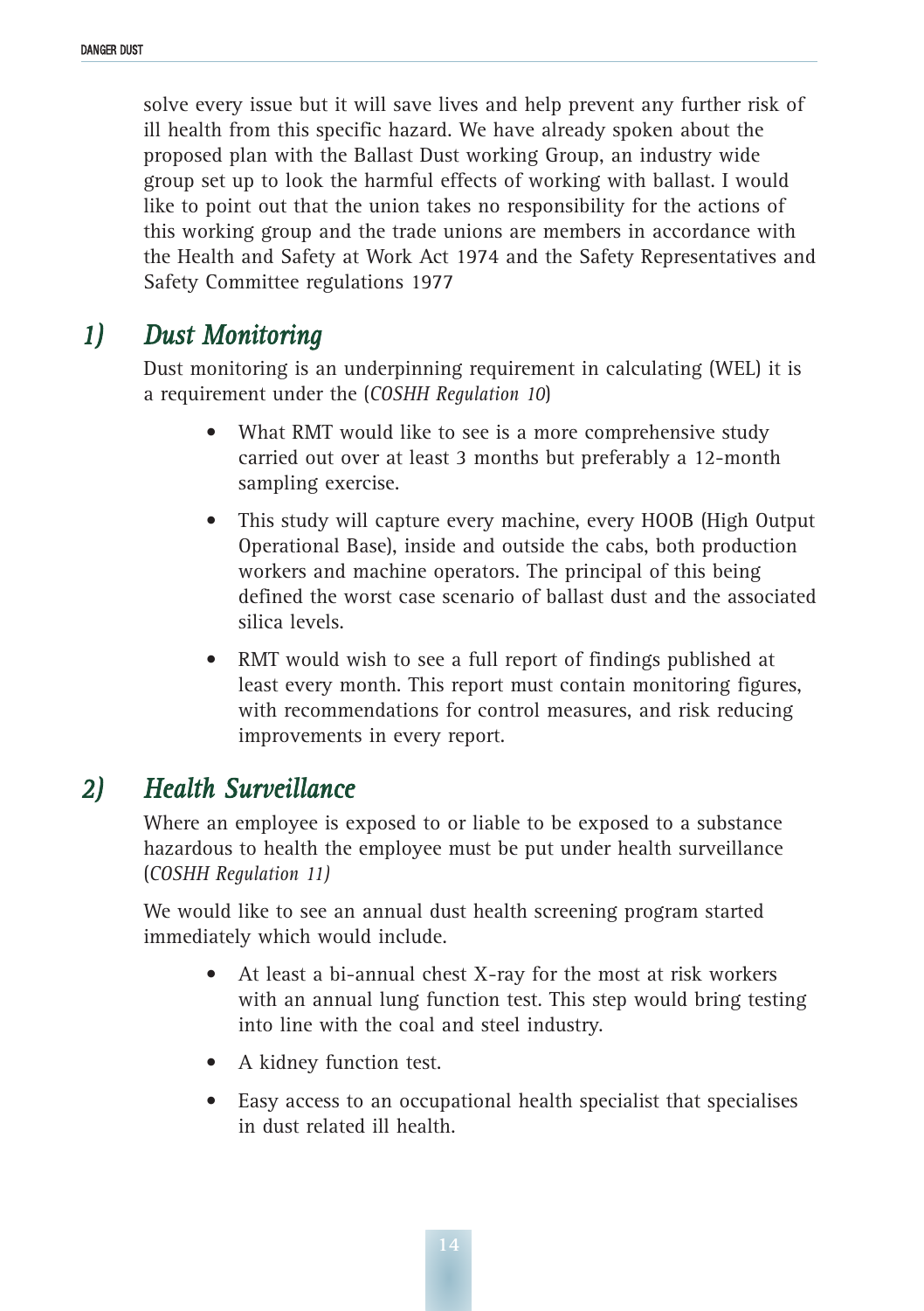solve every issue but it will save lives and help prevent any further risk of ill health from this specific hazard. We have already spoken about the proposed plan with the Ballast Dust working Group, an industry wide group set up to look the harmful effects of working with ballast. I would like to point out that the union takes no responsibility for the actions of this working group and the trade unions are members in accordance with the Health and Safety at Work Act 1974 and the Safety Representatives and Safety Committee regulations 1977

## 1) Dust Monitoring

Dust monitoring is an underpinning requirement in calculating (WEL) it is a requirement under the (*COSHH Regulation 10*)

- What RMT would like to see is a more comprehensive study carried out over at least 3 months but preferably a 12-month sampling exercise.
- This study will capture every machine, every HOOB (High Output Operational Base), inside and outside the cabs, both production workers and machine operators. The principal of this being defined the worst case scenario of ballast dust and the associated silica levels.
- RMT would wish to see a full report of findings published at least every month. This report must contain monitoring figures, with recommendations for control measures, and risk reducing improvements in every report.

## 2) Health Surveillance

Where an employee is exposed to or liable to be exposed to a substance hazardous to health the employee must be put under health surveillance (*COSHH Regulation 11)*

We would like to see an annual dust health screening program started immediately which would include.

- At least a bi-annual chest X-ray for the most at risk workers with an annual lung function test. This step would bring testing into line with the coal and steel industry.
- A kidney function test.
- Easy access to an occupational health specialist that specialises in dust related ill health.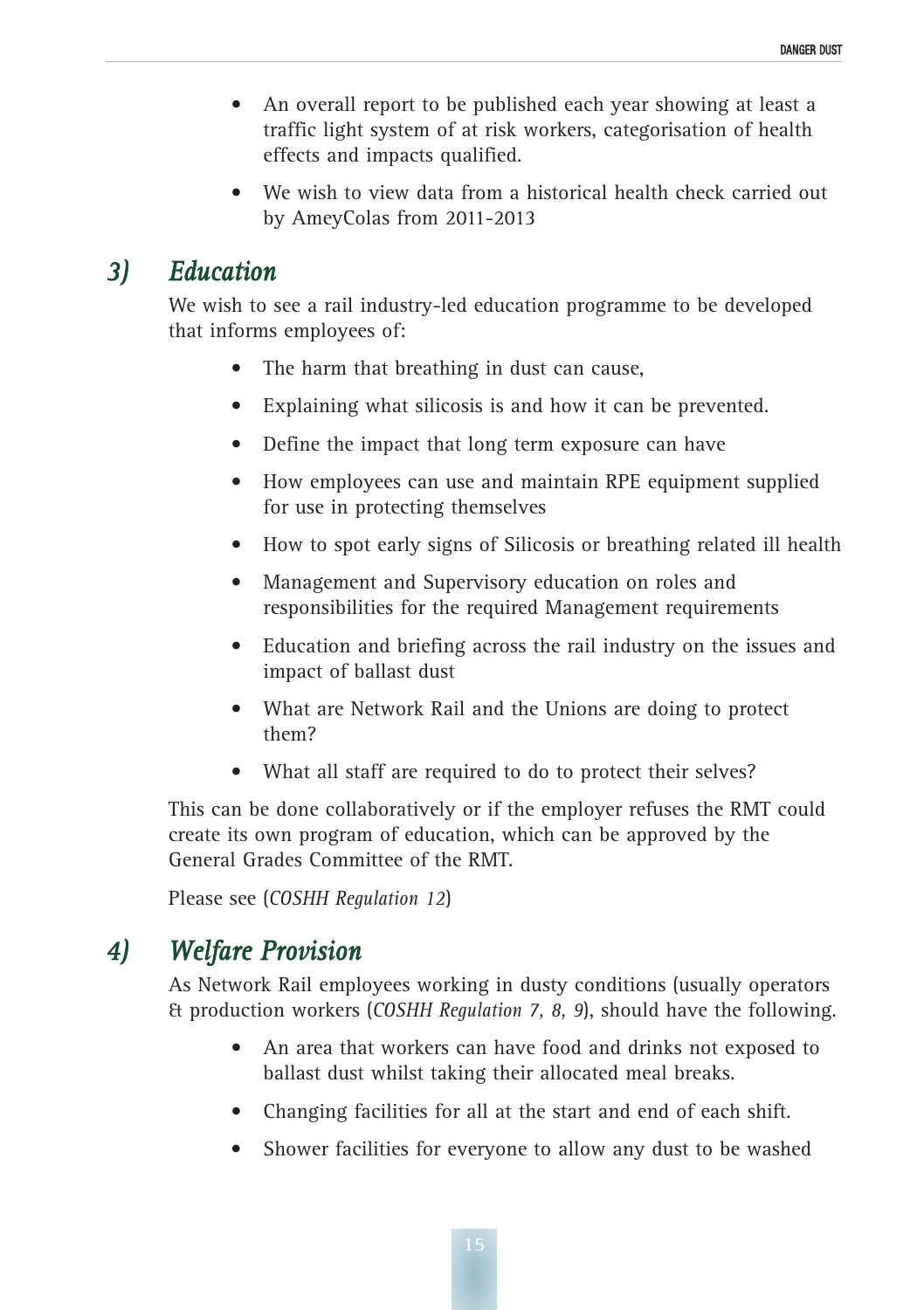- An overall report to be published each year showing at least a traffic light system of at risk workers, categorisation of health effects and impacts qualified.
- We wish to view data from a historical health check carried out by AmeyColas from 2011-2013

## 3) *Education*

We wish to see a rail industry-led education programme to be developed that informs employees of:

- The harm that breathing in dust can cause,
- Explaining what silicosis is and how it can be prevented.
- Define the impact that long term exposure can have
- How employees can use and maintain RPE equipment supplied for use in protecting themselves
- How to spot early signs of Silicosis or breathing related ill health
- Management and Supervisory education on roles and responsibilities for the required Management requirements
- Education and briefing across the rail industry on the issues and impact of ballast dust
- What are Network Rail and the Unions are doing to protect them?
- What all staff are required to do to protect their selves?

This can be done collaboratively or if the employer refuses the RMT could create its own program of education, which can be approved by the General Grades Committee of the RMT.

Please see (*COSHH Regulation 12*)

## 4) *Welfare Provision*

As Network Rail employees working in dusty conditions (usually operators & production workers (*COSHH Regulation 7, 8, 9*), should have the following.

- An area that workers can have food and drinks not exposed to ballast dust whilst taking their allocated meal breaks.
- Changing facilities for all at the start and end of each shift.
- Shower facilities for everyone to allow any dust to be washed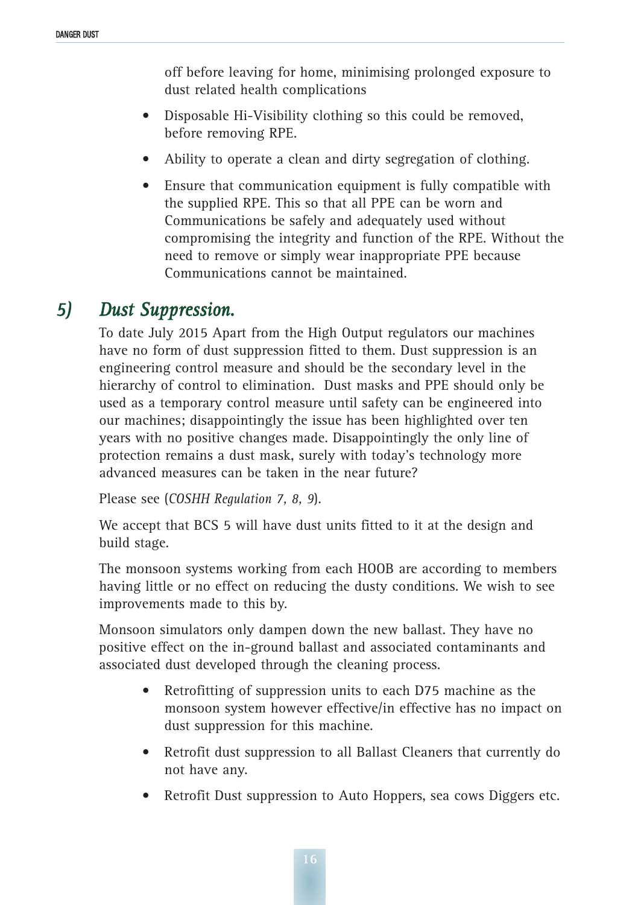off before leaving for home, minimising prolonged exposure to dust related health complications

- Disposable Hi-Visibility clothing so this could be removed, before removing RPE.
- Ability to operate a clean and dirty segregation of clothing.
- Ensure that communication equipment is fully compatible with the supplied RPE. This so that all PPE can be worn and Communications be safely and adequately used without compromising the integrity and function of the RPE. Without the need to remove or simply wear inappropriate PPE because Communications cannot be maintained.

## *5) Dust Suppression.*

To date July 2015 Apart from the High Output regulators our machines have no form of dust suppression fitted to them. Dust suppression is an engineering control measure and should be the secondary level in the hierarchy of control to elimination. Dust masks and PPE should only be used as a temporary control measure until safety can be engineered into our machines; disappointingly the issue has been highlighted over ten years with no positive changes made. Disappointingly the only line of protection remains a dust mask, surely with today's technology more advanced measures can be taken in the near future?

Please see (*COSHH Regulation 7, 8, 9*).

We accept that BCS 5 will have dust units fitted to it at the design and build stage.

The monsoon systems working from each HOOB are according to members having little or no effect on reducing the dusty conditions. We wish to see improvements made to this by.

Monsoon simulators only dampen down the new ballast. They have no positive effect on the in-ground ballast and associated contaminants and associated dust developed through the cleaning process.

- Retrofitting of suppression units to each D75 machine as the monsoon system however effective/in effective has no impact on dust suppression for this machine.
- Retrofit dust suppression to all Ballast Cleaners that currently do not have any.
- Retrofit Dust suppression to Auto Hoppers, sea cows Diggers etc.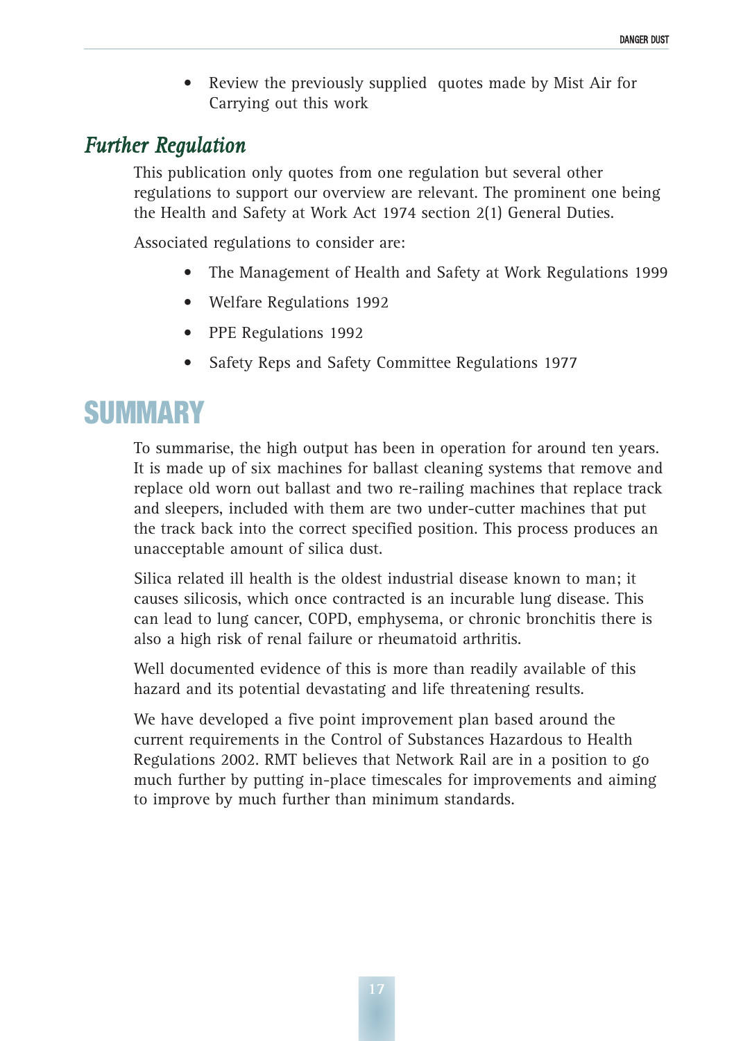- Review the previously supplied  quotes made by Mist Air for Carrying out this work

## *Further Regulation*

This publication only quotes from one regulation but several other regulations to support our overview are relevant. The prominent one being the Health and Safety at Work Act 1974 section 2(1) General Duties.

Associated regulations to consider are:

- The Management of Health and Safety at Work Regulations 1999
- Welfare Regulations 1992
- PPE Regulations 1992
- Safety Reps and Safety Committee Regulations 1977

# SUMMARY

To summarise, the high output has been in operation for around ten years. It is made up of six machines for ballast cleaning systems that remove and replace old worn out ballast and two re-railing machines that replace track and sleepers, included with them are two under-cutter machines that put the track back into the correct specified position. This process produces an unacceptable amount of silica dust.

Silica related ill health is the oldest industrial disease known to man; it causes silicosis, which once contracted is an incurable lung disease. This can lead to lung cancer, COPD, emphysema, or chronic bronchitis there is also a high risk of renal failure or rheumatoid arthritis.

Well documented evidence of this is more than readily available of this hazard and its potential devastating and life threatening results.

We have developed a five point improvement plan based around the current requirements in the Control of Substances Hazardous to Health Regulations 2002. RMT believes that Network Rail are in a position to go much further by putting in-place timescales for improvements and aiming to improve by much further than minimum standards.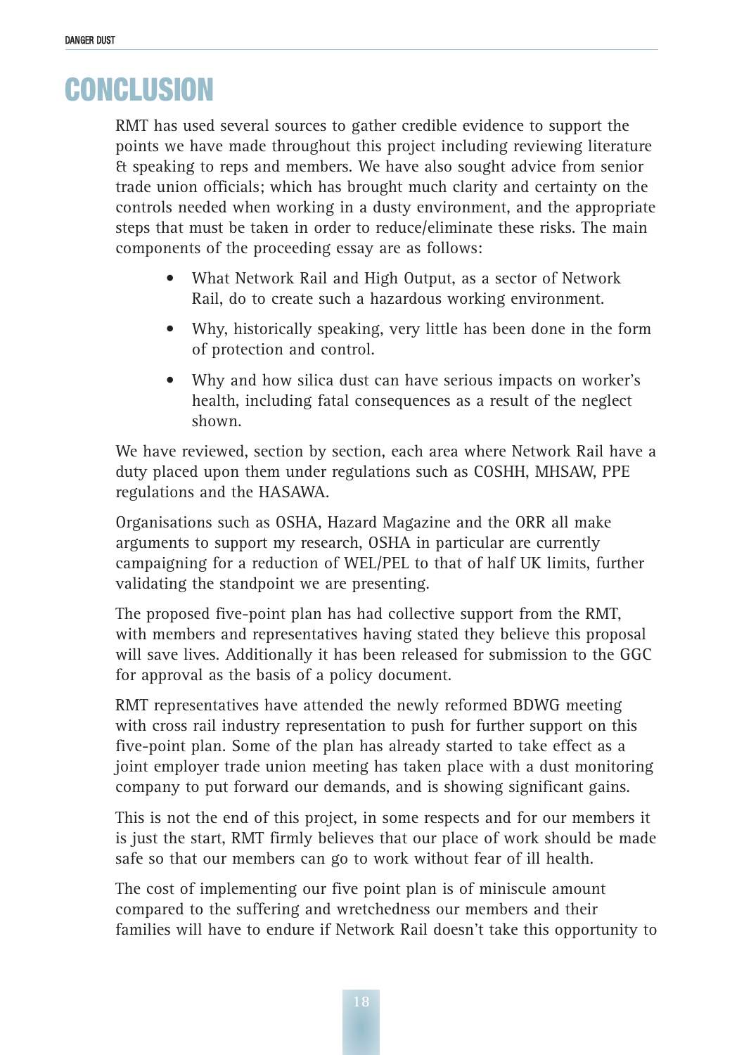# CONCLUSION

RMT has used several sources to gather credible evidence to support the points we have made throughout this project including reviewing literature & speaking to reps and members. We have also sought advice from senior trade union officials; which has brought much clarity and certainty on the controls needed when working in a dusty environment, and the appropriate steps that must be taken in order to reduce/eliminate these risks. The main components of the proceeding essay are as follows:

- What Network Rail and High Output, as a sector of Network Rail, do to create such a hazardous working environment.
- Why, historically speaking, very little has been done in the form of protection and control.
- Why and how silica dust can have serious impacts on worker's health, including fatal consequences as a result of the neglect shown.

We have reviewed, section by section, each area where Network Rail have a duty placed upon them under regulations such as COSHH, MHSAW, PPE regulations and the HASAWA.

Organisations such as OSHA, Hazard Magazine and the ORR all make arguments to support my research, OSHA in particular are currently campaigning for a reduction of WEL/PEL to that of half UK limits, further validating the standpoint we are presenting.

The proposed five-point plan has had collective support from the RMT, with members and representatives having stated they believe this proposal will save lives. Additionally it has been released for submission to the GGC for approval as the basis of a policy document.

RMT representatives have attended the newly reformed BDWG meeting with cross rail industry representation to push for further support on this five-point plan. Some of the plan has already started to take effect as a joint employer trade union meeting has taken place with a dust monitoring company to put forward our demands, and is showing significant gains.

This is not the end of this project, in some respects and for our members it is just the start, RMT firmly believes that our place of work should be made safe so that our members can go to work without fear of ill health.

The cost of implementing our five point plan is of miniscule amount compared to the suffering and wretchedness our members and their families will have to endure if Network Rail doesn't take this opportunity to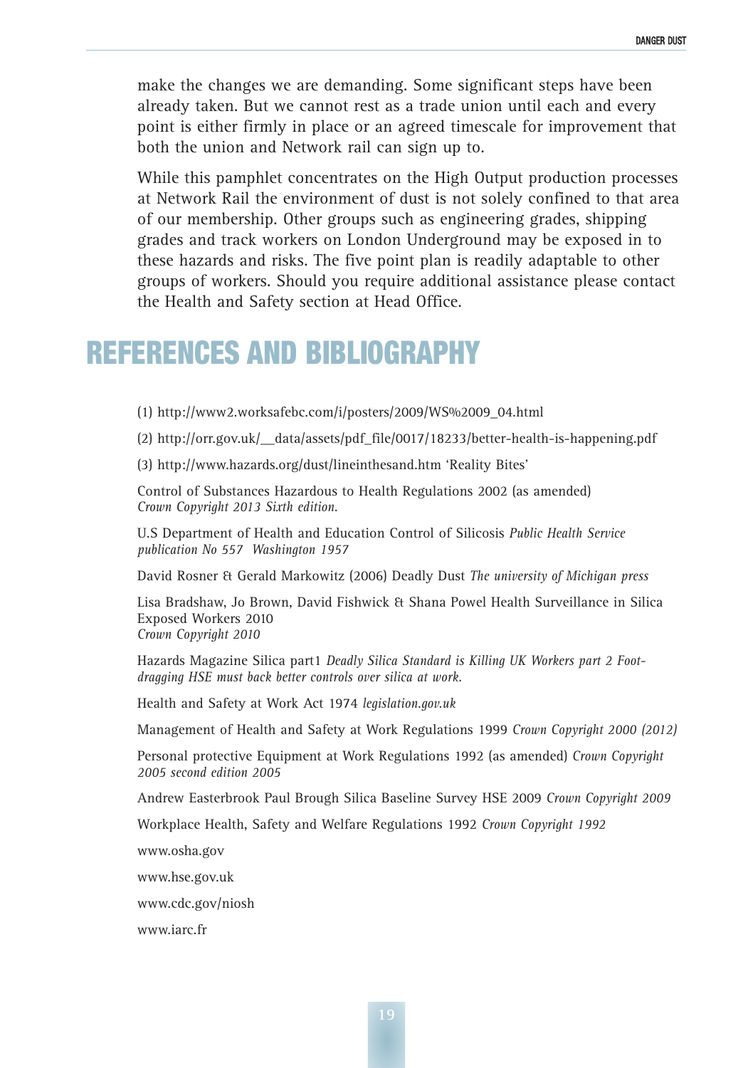make the changes we are demanding. Some significant steps have been already taken. But we cannot rest as a trade union until each and every point is either firmly in place or an agreed timescale for improvement that both the union and Network rail can sign up to.

While this pamphlet concentrates on the High Output production processes at Network Rail the environment of dust is not solely confined to that area of our membership. Other groups such as engineering grades, shipping grades and track workers on London Underground may be exposed in to these hazards and risks. The five point plan is readily adaptable to other groups of workers. Should you require additional assistance please contact the Health and Safety section at Head Office.

# REFERENCES AND BIBLIOGRAPHY

(1) http://www2.worksafebc.com/i/posters/2009/WS%2009_04.html

(2) http://orr.gov.uk/__data/assets/pdf_file/0017/18233/better-health-is-happening.pdf

(3) http://www.hazards.org/dust/lineinthesand.htm 'Reality Bites'

Control of Substances Hazardous to Health Regulations 2002 (as amended) *Crown Copyright 2013 Sixth edition.*

U.S Department of Health and Education Control of Silicosis *Public Health Service publication No 557 Washington 1957*

David Rosner & Gerald Markowitz (2006) Deadly Dust *The university of Michigan press*

Lisa Bradshaw, Jo Brown, David Fishwick & Shana Powel Health Surveillance in Silica Exposed Workers 2010
*Crown Copyright 2010*

Hazards Magazine Silica part1 *Deadly Silica Standard is Killing UK Workers part 2 Foot-dragging HSE must back better controls over silica at work.*

Health and Safety at Work Act 1974 *legislation.gov.uk*

Management of Health and Safety at Work Regulations 1999 *Crown Copyright 2000 (2012)*

Personal protective Equipment at Work Regulations 1992 (as amended) *Crown Copyright 2005 second edition 2005*

Andrew Easterbrook Paul Brough Silica Baseline Survey HSE 2009 *Crown Copyright 2009*

Workplace Health, Safety and Welfare Regulations 1992 *Crown Copyright 1992*

www.osha.gov

www.hse.gov.uk

www.cdc.gov/niosh

www.iarc.fr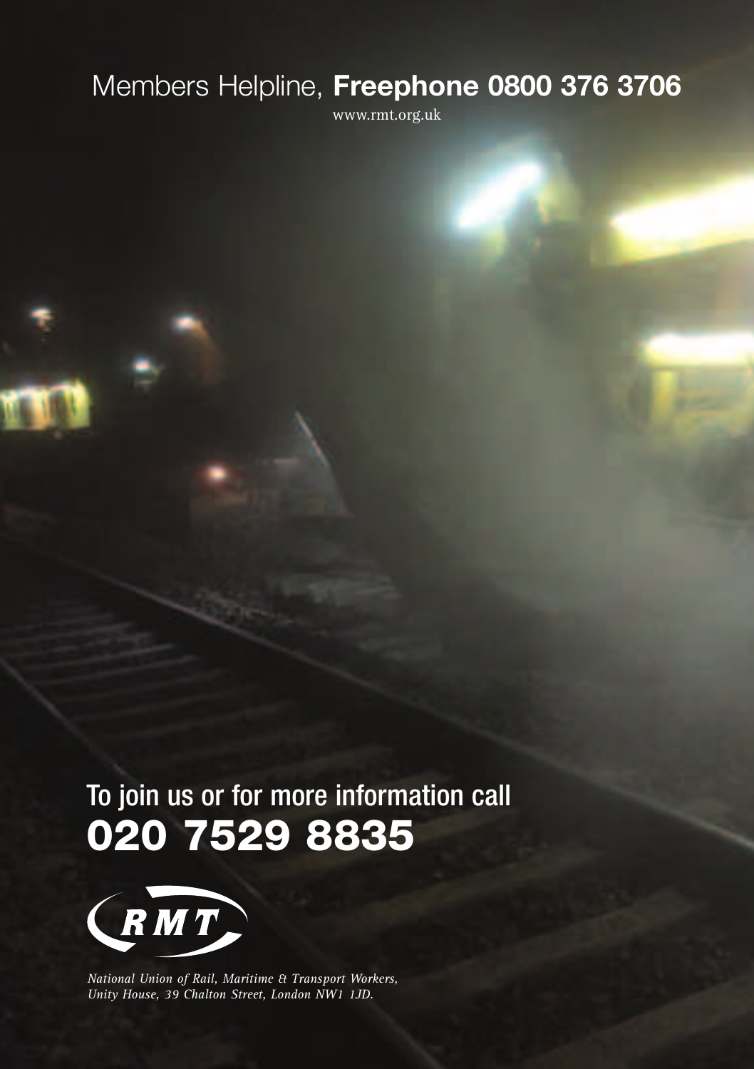Members Helpline, **Freephone 0800 376 3706**

www.rmt.org.uk

## To join us or for more information call

# 020 7529 8835

RMT

*National Union of Rail, Maritime & Transport Workers, Unity House, 39 Chalton Street, London NW1 1JD.*